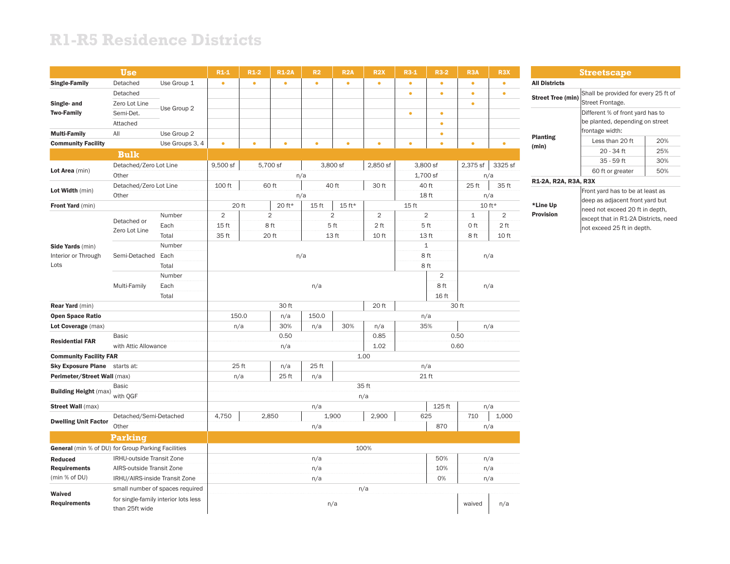# R1-R5 Residence Districts

| Use | | | R1-1 | R1-2 | R1-2A | R2 | R2A | R2X | R3-1 | R3-2 | R3A | R3X |
|---|---|---|---|---|---|---|---|---|---|---|---|---|
| **Single-Family** | Detached | Use Group 1 | • | • | • | • | • | • | • | • | • | • |
| **Single- and Two-Family** | Detached | Use Group 2 | | | | | | | • | • | • | • |
| | Zero Lot Line | Use Group 2 | | | | | | | | | • | |
| | Semi-Det. | Use Group 2 | | | | | | | • | • | | |
| | Attached | Use Group 2 | | | | | | | | • | | |
| **Multi-Family** | All | Use Group 2 | | | | | | | | • | | |
| **Community Facility** | | Use Groups 3, 4 | • | • | • | • | • | • | • | • | • | • |
| **Bulk** | | | | | | | | | | | | |
| **Lot Area** (min) | Detached/Zero Lot Line | | 9,500 sf | 5,700 sf | 5,700 sf | 3,800 sf | 3,800 sf | 2,850 sf | 3,800 sf | 3,800 sf | 2,375 sf | 3325 sf |
| | Other | | n/a | n/a | n/a | n/a | n/a | n/a | 1,700 sf | 1,700 sf | n/a | n/a |
| **Lot Width** (min) | Detached/Zero Lot Line | | 100 ft | 60 ft | 60 ft | 40 ft | 40 ft | 30 ft | 40 ft | 40 ft | 25 ft | 35 ft |
| | Other | | n/a | n/a | n/a | n/a | n/a | n/a | 18 ft | 18 ft | n/a | n/a |
| **Front Yard** (min) | | | 20 ft | 20 ft | 20 ft* | 15 ft | 15 ft* | 15 ft | 15 ft | 15 ft | 10 ft* | 10 ft* |
| **Side Yards** (min) Interior or Through Lots | Detached or Zero Lot Line | Number | 2 | 2 | 2 | 2 | 2 | 2 | 2 | 2 | 1 | 2 |
| | | Each | 15 ft | 8 ft | 8 ft | 5 ft | 5 ft | 2 ft | 5 ft | 5 ft | 0 ft | 2 ft |
| | | Total | 35 ft | 20 ft | 20 ft | 13 ft | 13 ft | 10 ft | 13 ft | 13 ft | 8 ft | 10 ft |
| | Semi-Detached | Number | n/a | n/a | n/a | n/a | n/a | n/a | 1 | 1 | n/a | n/a |
| | | Each | n/a | n/a | n/a | n/a | n/a | n/a | 8 ft | 8 ft | n/a | n/a |
| | | Total | n/a | n/a | n/a | n/a | n/a | n/a | 8 ft | 8 ft | n/a | n/a |
| | Multi-Family | Number | n/a | n/a | n/a | n/a | n/a | n/a | n/a | 2 | n/a | n/a |
| | | Each | n/a | n/a | n/a | n/a | n/a | n/a | n/a | 8 ft | n/a | n/a |
| | | Total | n/a | n/a | n/a | n/a | n/a | n/a | n/a | 16 ft | n/a | n/a |
| **Rear Yard** (min) | | | 30 ft | 30 ft | 30 ft | 30 ft | 30 ft | 20 ft | 30 ft | 30 ft | 30 ft | 30 ft |
| **Open Space Ratio** | | | 150.0 | 150.0 | n/a | 150.0 | n/a | n/a | n/a | n/a | n/a | n/a |
| **Lot Coverage** (max) | | | n/a | n/a | 30% | n/a | 30% | n/a | 35% | 35% | n/a | n/a |
| **Residential FAR** | Basic | | 0.50 | 0.50 | 0.50 | 0.50 | 0.50 | 0.85 | 0.50 | 0.50 | 0.50 | 0.50 |
| | with Attic Allowance | | n/a | n/a | n/a | n/a | n/a | 1.02 | 0.60 | 0.60 | 0.60 | 0.60 |
| **Community Facility FAR** | | | 1.00 | 1.00 | 1.00 | 1.00 | 1.00 | 1.00 | 1.00 | 1.00 | 1.00 | 1.00 |
| **Sky Exposure Plane** | starts at: | | 25 ft | 25 ft | n/a | 25 ft | n/a | n/a | n/a | n/a | n/a | n/a |
| **Perimeter/Street Wall** (max) | | | n/a | n/a | 25 ft | n/a | 21 ft | 21 ft | 21 ft | 21 ft | 21 ft | 21 ft |
| **Building Height** (max) | Basic | | 35 ft | 35 ft | 35 ft | 35 ft | 35 ft | 35 ft | 35 ft | 35 ft | 35 ft | 35 ft |
| | with QGF | | n/a | n/a | n/a | n/a | n/a | n/a | n/a | n/a | n/a | n/a |
| **Street Wall** (max) | | | n/a | n/a | n/a | n/a | n/a | n/a | n/a | 125 ft | n/a | n/a |
| **Dwelling Unit Factor** | Detached/Semi-Detached | | 4,750 | 2,850 | 2,850 | 1,900 | 1,900 | 2,900 | 625 | 625 | 710 | 1,000 |
| | Other | | n/a | n/a | n/a | n/a | n/a | n/a | n/a | 870 | n/a | n/a |
| **Parking** | | | | | | | | | | | | |
| **General** (min % of DU) | for Group Parking Facilities | | 100% | 100% | 100% | 100% | 100% | 100% | 100% | 100% | 100% | 100% |
| **Reduced Requirements** (min % of DU) | IRHU-outside Transit Zone | | n/a | n/a | n/a | n/a | n/a | n/a | n/a | 50% | n/a | n/a |
| | AIRS-outside Transit Zone | | n/a | n/a | n/a | n/a | n/a | n/a | n/a | 10% | n/a | n/a |
| | IRHU/AIRS-inside Transit Zone | | n/a | n/a | n/a | n/a | n/a | n/a | n/a | 0% | n/a | n/a |
| **Waived Requirements** | small number of spaces required | | n/a | n/a | n/a | n/a | n/a | n/a | n/a | n/a | n/a | n/a |
| | for single-family interior lots less than 25ft wide | | n/a | n/a | n/a | n/a | n/a | n/a | n/a | n/a | waived | n/a |

| Streetscape | | |
|---|---|---|
| **All Districts** | | |
| **Street Tree (min)** | Shall be provided for every 25 ft of Street Frontage. | |
| **Planting (min)** | Different % of front yard has to be planted, depending on street frontage width: | |
| | Less than 20 ft | 20% |
| | 20 - 34 ft | 25% |
| | 35 - 59 ft | 30% |
| | 60 ft or greater | 50% |
| **R1-2A, R2A, R3A, R3X** | | |
| ***Line Up Provision** | Front yard has to be at least as deep as adjacent front yard but need not exceed 20 ft in depth, except that in R1-2A Districts, need not exceed 25 ft in depth. | |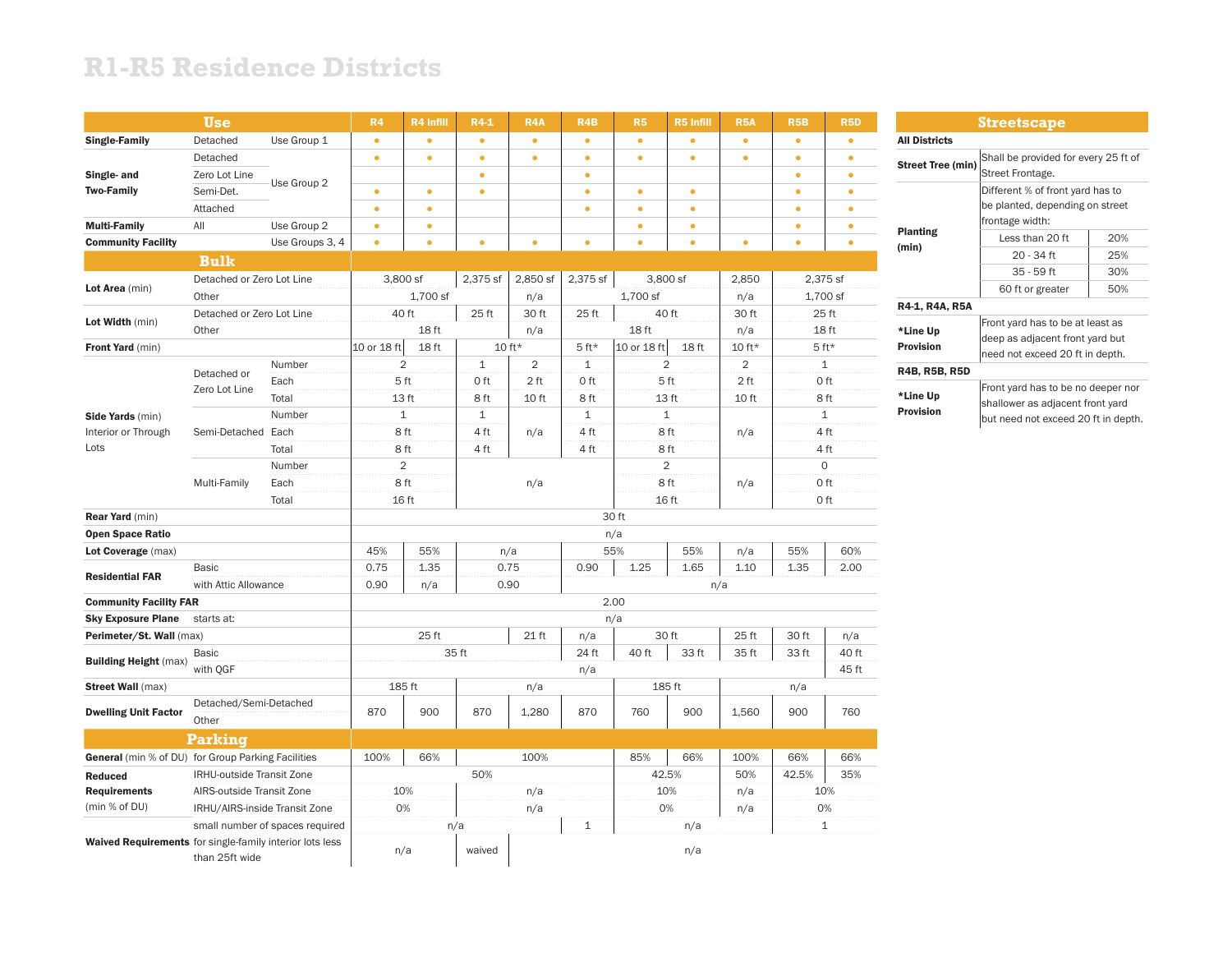# R1-R5 Residence Districts

| Use | | | R4 | R4 Infill | R4-1 | R4A | R4B | R5 | R5 Infill | R5A | R5B | R5D |
|---|---|---|---|---|---|---|---|---|---|---|---|---|
| **Single-Family** | Detached | Use Group 1 | • | • | • | • | • | • | • | • | • | • |
| **Single- and Two-Family** | Detached | Use Group 2 | • | • | • | • | • | • | • | • | • | • |
| | Zero Lot Line | Use Group 2 | | | • | | • | | | | • | • |
| | Semi-Det. | Use Group 2 | • | • | • | | • | • | • | | • | • |
| | Attached | Use Group 2 | • | • | | | • | • | • | | • | • |
| **Multi-Family** | All | Use Group 2 | • | • | | | | • | • | | • | • |
| **Community Facility** | | Use Groups 3, 4 | • | • | • | • | • | • | • | • | • | • |
| **Bulk** | | | | | | | | | | | | |
| **Lot Area** (min) | Detached or Zero Lot Line | | 3,800 sf | 3,800 sf | 2,375 sf | 2,850 sf | 2,375 sf | 3,800 sf | 3,800 sf | 2,850 | 2,375 sf | 2,375 sf |
| | Other | | 1,700 sf | 1,700 sf | 1,700 sf | n/a | 1,700 sf | 1,700 sf | 1,700 sf | n/a | 1,700 sf | 1,700 sf |
| **Lot Width** (min) | Detached or Zero Lot Line | | 40 ft | 40 ft | 25 ft | 30 ft | 25 ft | 40 ft | 40 ft | 30 ft | 25 ft | 25 ft |
| | Other | | 18 ft | 18 ft | 18 ft | n/a | 18 ft | 18 ft | 18 ft | n/a | 18 ft | 18 ft |
| **Front Yard** (min) | | | 10 or 18 ft | 18 ft | 10 ft* | 10 ft* | 5 ft* | 10 or 18 ft | 18 ft | 10 ft* | 5 ft* | 5 ft* |
| **Side Yards** (min) Interior or Through Lots | Detached or Zero Lot Line | Number | 2 | 2 | 1 | 2 | 1 | 2 | 2 | 2 | 1 | 1 |
| | | Each | 5 ft | 5 ft | 0 ft | 2 ft | 0 ft | 5 ft | 5 ft | 2 ft | 0 ft | 0 ft |
| | | Total | 13 ft | 13 ft | 8 ft | 10 ft | 8 ft | 13 ft | 13 ft | 10 ft | 8 ft | 8 ft |
| | Semi-Detached | Number | 1 | 1 | 1 | n/a | 1 | 1 | 1 | n/a | 1 | 1 |
| | | Each | 8 ft | 8 ft | 4 ft | n/a | 4 ft | 8 ft | 8 ft | n/a | 4 ft | 4 ft |
| | | Total | 8 ft | 8 ft | 4 ft | n/a | 4 ft | 8 ft | 8 ft | n/a | 4 ft | 4 ft |
| | Multi-Family | Number | 2 | 2 | n/a | n/a | n/a | 2 | 2 | n/a | 0 | 0 |
| | | Each | 8 ft | 8 ft | n/a | n/a | n/a | 8 ft | 8 ft | n/a | 0 ft | 0 ft |
| | | Total | 16 ft | 16 ft | n/a | n/a | n/a | 16 ft | 16 ft | n/a | 0 ft | 0 ft |
| **Rear Yard** (min) | | | 30 ft | 30 ft | 30 ft | 30 ft | 30 ft | 30 ft | 30 ft | 30 ft | 30 ft | 30 ft |
| **Open Space Ratio** | | | n/a | n/a | n/a | n/a | n/a | n/a | n/a | n/a | n/a | n/a |
| **Lot Coverage** (max) | | | 45% | 55% | n/a | n/a | 55% | 55% | 55% | n/a | 55% | 60% |
| **Residential FAR** | Basic | | 0.75 | 1.35 | 0.75 | 0.75 | 0.90 | 1.25 | 1.65 | 1.10 | 1.35 | 2.00 |
| | with Attic Allowance | | 0.90 | n/a | 0.90 | 0.90 | n/a | n/a | n/a | n/a | n/a | n/a |
| **Community Facility FAR** | | | 2.00 | 2.00 | 2.00 | 2.00 | 2.00 | 2.00 | 2.00 | 2.00 | 2.00 | 2.00 |
| **Sky Exposure Plane** | starts at: | | n/a | n/a | n/a | n/a | n/a | n/a | n/a | n/a | n/a | n/a |
| **Perimeter/St. Wall** (max) | | | 25 ft | 25 ft | 25 ft | 21 ft | n/a | 30 ft | 30 ft | 25 ft | 30 ft | n/a |
| **Building Height** (max) | Basic | | 35 ft | 35 ft | 35 ft | 35 ft | 24 ft | 40 ft | 33 ft | 35 ft | 33 ft | 40 ft |
| | with QGF | | n/a | n/a | n/a | n/a | n/a | n/a | n/a | n/a | n/a | 45 ft |
| **Street Wall** (max) | | | 185 ft | 185 ft | n/a | n/a | n/a | 185 ft | 185 ft | n/a | n/a | n/a |
| **Dwelling Unit Factor** | Detached/Semi-Detached, Other | | 870 | 900 | 870 | 1,280 | 870 | 760 | 900 | 1,560 | 900 | 760 |
| **Parking** | | | | | | | | | | | | |
| **General** (min % of DU) | for Group Parking Facilities | | 100% | 66% | 100% | 100% | 100% | 85% | 66% | 100% | 66% | 66% |
| **Reduced Requirements** (min % of DU) | IRHU-outside Transit Zone | | 50% | 50% | 50% | 50% | 50% | 42.5% | 42.5% | 50% | 42.5% | 35% |
| | AIRS-outside Transit Zone | | 10% | 10% | n/a | n/a | n/a | 10% | 10% | n/a | 10% | 10% |
| | IRHU/AIRS-inside Transit Zone | | 0% | 0% | n/a | n/a | n/a | 0% | 0% | n/a | 0% | 0% |
| **Waived Requirements** | small number of spaces required | | n/a | n/a | n/a | n/a | 1 | n/a | n/a | n/a | 1 | 1 |
| | for single-family interior lots less than 25ft wide | | n/a | n/a | waived | n/a | n/a | n/a | n/a | n/a | n/a | n/a |

| Streetscape | | |
|---|---|---|
| **All Districts** | | |
| **Street Tree (min)** | Shall be provided for every 25 ft of Street Frontage. | |
| **Planting (min)** | Different % of front yard has to be planted, depending on street frontage width: | |
| | Less than 20 ft | 20% |
| | 20 - 34 ft | 25% |
| | 35 - 59 ft | 30% |
| | 60 ft or greater | 50% |
| **R4-1, R4A, R5A** | | |
| ***Line Up Provision** | Front yard has to be at least as deep as adjacent front yard but need not exceed 20 ft in depth. | |
| **R4B, R5B, R5D** | | |
| ***Line Up Provision** | Front yard has to be no deeper nor shallower as adjacent front yard but need not exceed 20 ft in depth. | |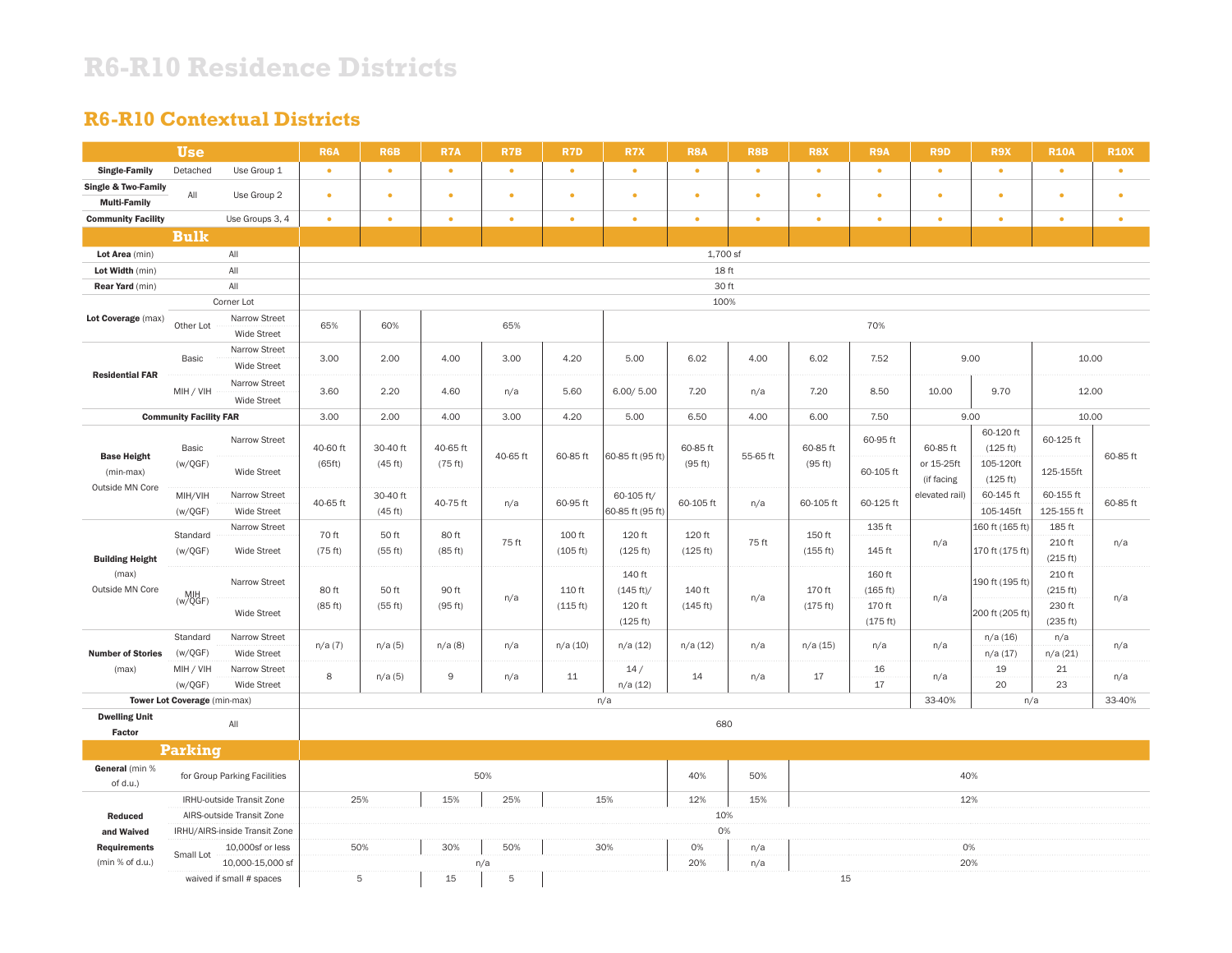# R6-R10 Residence Districts

## R6-R10 Contextual Districts

| | | | R6A | R6B | R7A | R7B | R7D | R7X | R8A | R8B | R8X | R9A | R9D | R9X | R10A | R10X |
|---|---|---|---|---|---|---|---|---|---|---|---|---|---|---|---|---|
| **Use** | | | | | | | | | | | | | | | | |
| **Single-Family** | Detached | Use Group 1 | • | • | • | • | • | • | • | • | • | • | • | • | • | • |
| **Single & Two-Family / Multi-Family** | All | Use Group 2 | • | • | • | • | • | • | • | • | • | • | • | • | • | • |
| **Community Facility** | | Use Groups 3, 4 | • | • | • | • | • | • | • | • | • | • | • | • | • | • |
| **Bulk** | | | | | | | | | | | | | | | | |
| **Lot Area** (min) | All | | 1,700 sf | 1,700 sf | 1,700 sf | 1,700 sf | 1,700 sf | 1,700 sf | 1,700 sf | 1,700 sf | 1,700 sf | 1,700 sf | 1,700 sf | 1,700 sf | 1,700 sf | 1,700 sf |
| **Lot Width** (min) | All | | 18 ft | 18 ft | 18 ft | 18 ft | 18 ft | 18 ft | 18 ft | 18 ft | 18 ft | 18 ft | 18 ft | 18 ft | 18 ft | 18 ft |
| **Rear Yard** (min) | All | | 30 ft | 30 ft | 30 ft | 30 ft | 30 ft | 30 ft | 30 ft | 30 ft | 30 ft | 30 ft | 30 ft | 30 ft | 30 ft | 30 ft |
| **Lot Coverage** (max) | Corner Lot | | 100% | 100% | 100% | 100% | 100% | 100% | 100% | 100% | 100% | 100% | 100% | 100% | 100% | 100% |
| | Other Lot | Narrow Street | 65% | 60% | 65% | 65% | 65% | 70% | 70% | 70% | 70% | 70% | 70% | 70% | 70% | 70% |
| | | Wide Street | 65% | 60% | 65% | 65% | 65% | 70% | 70% | 70% | 70% | 70% | 70% | 70% | 70% | 70% |
| **Residential FAR** | Basic | Narrow Street | 3.00 | 2.00 | 4.00 | 3.00 | 4.20 | 5.00 | 6.02 | 4.00 | 6.02 | 7.52 | 9.00 | 9.00 | 10.00 | 10.00 |
| | | Wide Street | 3.00 | 2.00 | 4.00 | 3.00 | 4.20 | 5.00 | 6.02 | 4.00 | 6.02 | 7.52 | 9.00 | 9.00 | 10.00 | 10.00 |
| | MIH / VIH | Narrow Street | 3.60 | 2.20 | 4.60 | n/a | 5.60 | 6.00/ 5.00 | 7.20 | n/a | 7.20 | 8.50 | 10.00 | 9.70 | 12.00 | 12.00 |
| | | Wide Street | 3.60 | 2.20 | 4.60 | n/a | 5.60 | 6.00/ 5.00 | 7.20 | n/a | 7.20 | 8.50 | 10.00 | 9.70 | 12.00 | 12.00 |
| **Community Facility FAR** | | | 3.00 | 2.00 | 4.00 | 3.00 | 4.20 | 5.00 | 6.50 | 4.00 | 6.00 | 7.50 | 9.00 | 9.00 | 10.00 | 10.00 |
| **Base Height** (min-max) Outside MN Core | Basic (w/QGF) | Narrow Street | 40-60 ft (65ft) | 30-40 ft (45 ft) | 40-65 ft (75 ft) | 40-65 ft | 60-85 ft | 60-85 ft (95 ft) | 60-85 ft (95 ft) | 55-65 ft | 60-85 ft (95 ft) | 60-95 ft | 60-85 ft or 15-25ft (if facing elevated rail) | 60-120 ft (125 ft) | 60-125 ft | 60-85 ft |
| | | Wide Street | 40-60 ft (65ft) | 30-40 ft (45 ft) | 40-65 ft (75 ft) | 40-65 ft | 60-85 ft | 60-85 ft (95 ft) | 60-85 ft (95 ft) | 55-65 ft | 60-85 ft (95 ft) | 60-105 ft | 60-85 ft or 15-25ft (if facing elevated rail) | 105-120ft (125 ft) | 125-155ft | 60-85 ft |
| | MIH/VIH (w/QGF) | Narrow Street | 40-65 ft | 30-40 ft (45 ft) | 40-75 ft | n/a | 60-95 ft | 60-105 ft/ 60-85 ft (95 ft) | 60-105 ft | n/a | 60-105 ft | 60-125 ft | 60-85 ft or 15-25ft (if facing elevated rail) | 60-145 ft | 60-155 ft | 60-85 ft |
| | | Wide Street | 40-65 ft | 30-40 ft (45 ft) | 40-75 ft | n/a | 60-95 ft | 60-105 ft/ 60-85 ft (95 ft) | 60-105 ft | n/a | 60-105 ft | 60-125 ft | 60-85 ft or 15-25ft (if facing elevated rail) | 105-145ft | 125-155 ft | 60-85 ft |
| **Building Height** (max) Outside MN Core | Standard (w/QGF) | Narrow Street | 70 ft (75 ft) | 50 ft (55 ft) | 80 ft (85 ft) | 75 ft | 100 ft (105 ft) | 120 ft (125 ft) | 120 ft (125 ft) | 75 ft | 150 ft (155 ft) | 135 ft | n/a | 160 ft (165 ft) | 185 ft | n/a |
| | | Wide Street | 70 ft (75 ft) | 50 ft (55 ft) | 80 ft (85 ft) | 75 ft | 100 ft (105 ft) | 120 ft (125 ft) | 120 ft (125 ft) | 75 ft | 150 ft (155 ft) | 145 ft | n/a | 170 ft (175 ft) | 210 ft (215 ft) | n/a |
| | MIH (w/QGF) | Narrow Street | 80 ft (85 ft) | 50 ft (55 ft) | 90 ft (95 ft) | n/a | 110 ft (115 ft) | 140 ft (145 ft)/ 120 ft (125 ft) | 140 ft (145 ft) | n/a | 170 ft (175 ft) | 160 ft (165 ft) | n/a | 190 ft (195 ft) | 210 ft (215 ft) | n/a |
| | | Wide Street | 80 ft (85 ft) | 50 ft (55 ft) | 90 ft (95 ft) | n/a | 110 ft (115 ft) | 140 ft (145 ft)/ 120 ft (125 ft) | 140 ft (145 ft) | n/a | 170 ft (175 ft) | 170 ft (175 ft) | n/a | 200 ft (205 ft) | 230 ft (235 ft) | n/a |
| **Number of Stories** (max) | Standard (w/QGF) | Narrow Street | n/a (7) | n/a (5) | n/a (8) | n/a | n/a (10) | n/a (12) | n/a (12) | n/a | n/a (15) | n/a | n/a | n/a (16) | n/a | n/a |
| | | Wide Street | n/a (7) | n/a (5) | n/a (8) | n/a | n/a (10) | n/a (12) | n/a (12) | n/a | n/a (15) | n/a | n/a | n/a (17) | n/a (21) | n/a |
| | MIH / VIH (w/QGF) | Narrow Street | 8 | n/a (5) | 9 | n/a | 11 | 14 / n/a (12) | 14 | n/a | 17 | 16 | n/a | 19 | 21 | n/a |
| | | Wide Street | 8 | n/a (5) | 9 | n/a | 11 | 14 / n/a (12) | 14 | n/a | 17 | 17 | n/a | 20 | 23 | n/a |
| **Tower Lot Coverage** (min-max) | | | n/a | n/a | n/a | n/a | n/a | n/a | n/a | n/a | n/a | n/a | 33-40% | n/a | n/a | 33-40% |
| **Dwelling Unit Factor** | All | | 680 | 680 | 680 | 680 | 680 | 680 | 680 | 680 | 680 | 680 | 680 | 680 | 680 | 680 |
| **Parking** | | | | | | | | | | | | | | | | |
| **General** (min % of d.u.) | for Group Parking Facilities | | 50% | 50% | 50% | 50% | 50% | 50% | 40% | 50% | 40% | 40% | 40% | 40% | 40% | 40% |
| **Reduced and Waived Requirements** (min % of d.u.) | IRHU-outside Transit Zone | | 25% | 25% | 15% | 25% | 15% | 15% | 12% | 15% | 12% | 12% | 12% | 12% | 12% | 12% |
| | AIRS-outside Transit Zone | | 10% | 10% | 10% | 10% | 10% | 10% | 10% | 10% | 10% | 10% | 10% | 10% | 10% | 10% |
| | IRHU/AIRS-inside Transit Zone | | 0% | 0% | 0% | 0% | 0% | 0% | 0% | 0% | 0% | 0% | 0% | 0% | 0% | 0% |
| | Small Lot | 10,000sf or less | 50% | 50% | 30% | 50% | 30% | 30% | 0% | n/a | 0% | 0% | 0% | 0% | 0% | 0% |
| | | 10,000-15,000 sf | n/a | n/a | n/a | n/a | n/a | n/a | 20% | n/a | 20% | 20% | 20% | 20% | 20% | 20% |
| | waived if small # spaces | | 5 | 5 | 15 | 5 | 15 | 15 | 15 | 15 | 15 | 15 | 15 | 15 | 15 | 15 |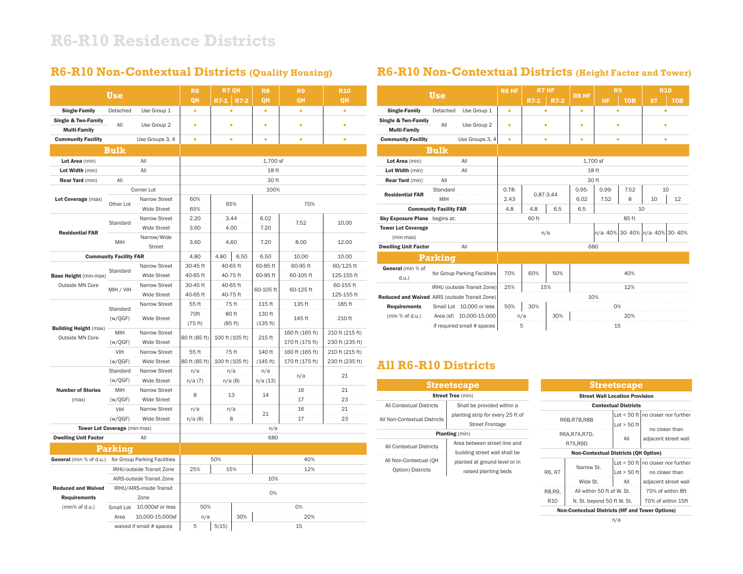# R6-R10 Residence Districts

## R6-R10 Non-Contextual Districts (Quality Housing)

| Use | | | R6 QH | R7 QH R7-1 | R7 QH R7-2 | R8 QH | R9 QH | R10 QH |
|---|---|---|---|---|---|---|---|---|
| Single-Family | Detached | Use Group 1 | • | • | | • | • | • |
| Single & Two-Family / Multi-Family | All | Use Group 2 | • | • | | • | • | • |
| Community Facility | | Use Groups 3, 4 | • | • | | • | • | • |
| **Bulk** | | | | | | | | |
| Lot Area (min) | All | | 1,700 sf | | | | | |
| Lot Width (min) | All | | 18 ft | | | | | |
| Rear Yard (min) | All | | 30 ft | | | | | |
| Lot Coverage (max) | Corner Lot | | 100% | | | | | |
| | Other Lot | Narrow Street | 60% | 65% | | 70% | | |
| | | Wide Street | 65% | | | | | |
| Residential FAR | Standard | Narrow Street | 2.20 | 3.44 | | 6.02 | 7.52 | 10.00 |
| | | Wide Street | 3.60 | 4.00 | | 7.20 | | |
| | MIH | Narrow/Wide Street | 3.60 | 4.60 | | 7.20 | 8.00 | 12.00 |
| Community Facility FAR | | | 4.80 | 4.80 | 6.50 | 6.50 | 10.00 | 10.00 |
| Base Height (min-max) Outside MN Core | Standard | Narrow Street | 30-45 ft | 40-65 ft | | 60-85 ft | 60-95 ft | 60/125 ft |
| | | Wide Street | 40-65 ft | 40-75 ft | | 60-95 ft | 60-105 ft | 125-155 ft |
| | MIH / VIH | Narrow Street | 30-45 ft | 40-65 ft | | 60-105 ft | 60-125 ft | 60-155 ft |
| | | Wide Street | 40-65 ft | 40-75 ft | | | | 125-155 ft |
| Building Height (max) Outside MN Core | Standard (w/QGF) | Narrow Street | 55 ft | 75 ft | | 115 ft | 135 ft | 185 ft |
| | | Wide Street | 70ft (75 ft) | 80 ft (85 ft) | | 130 ft (135 ft) | 145 ft | 210 ft |
| | MIH (w/QGF) | Narrow Street | 80 ft (85 ft) | 100 ft (105 ft) | | 215 ft | 160 ft (165 ft) | 210 ft (215 ft) |
| | | Wide Street | | | | | 170 ft (175 ft) | 230 ft (235 ft) |
| | VIH (w/QGF) | Narrow Street | 55 ft | 75 ft | | 140 ft | 160 ft (165 ft) | 210 ft (215 ft) |
| | | Wide Street | 80 ft (85 ft) | 100 ft (105 ft) | | (145 ft) | 170 ft (175 ft) | 230 ft (235 ft) |
| Number of Stories (max) | Standard (w/QGF) | Narrow Street | n/a | n/a | | n/a | n/a | 21 |
| | | Wide Street | n/a (7) | n/a (8) | | n/a (13) | | |
| | MIH (w/QGF) | Narrow Street | 8 | 13 | | 14 | 16 | 21 |
| | | Wide Street | | | | | 17 | 23 |
| | VIH (w/QGF) | Narrow Street | n/a | n/a | | 21 | 16 | 21 |
| | | Wide Street | n/a (8) | 8 | | | 17 | 23 |
| Tower Lot Coverage (min-max) | | | n/a | | | | | |
| Dwelling Unit Factor | All | | 680 | | | | | |
| **Parking** | | | | | | | | |
| General (min % of d.u.) | for Group Parking Facilities | | 50% | | | 40% | | |
| Reduced and Waived Requirements (min% of d.u.) | IRHU-outside Transit Zone | | 25% | 15% | | 12% | | |
| | AIRS-outside Transit Zone | | 10% | | | | | |
| | IRHU/AIRS-inside Transit Zone | | 0% | | | | | |
| | Small Lot Area | 10,000sf or less | 50% | | | 0% | | |
| | | 10,000-15,000sf | n/a | | 30% | 20% | | |
| | waived if small # spaces | | 5 | 5(15) | | 15 | | |

## R6-R10 Non-Contextual Districts (Height Factor and Tower)

| Use | | | R6 HF | R7 HF R7-1 | R7 HF R7-2 | R8 HF | R9 HF | R9 TOB | R10 ST | R10 TOB |
|---|---|---|---|---|---|---|---|---|---|---|
| Single-Family | Detached | Use Group 1 | • | • | | • | • | | • | |
| Single & Two-Family / Multi-Family | All | Use Group 2 | • | • | | • | • | | • | |
| Community Facility | | Use Groups 3, 4 | • | • | | • | • | | • | |
| **Bulk** | | | | | | | | | | |
| Lot Area (min) | All | | 1,700 sf | | | | | | | |
| Lot Width (min) | All | | 18 ft | | | | | | | |
| Rear Yard (min) | All | | 30 ft | | | | | | | |
| Residential FAR | Standard | | 0.78- | 0.87-3.44 | | 0.95- | 0.99- | 7.52 | 10 | |
| | MIH | | 2.43 | | | 6.02 | 7.52 | 8 | 10 | 12 |
| Community Facility FAR | | | 4.8 | 4.8 | 6.5 | 6.5 | 10 | | | |
| Sky Exposure Plane | begins at: | | 60 ft | | | 85 ft | | | | |
| Tower Lot Coverage (min-max) | | | n/a | | | | n/a- 40% | 30- 40% | n/a- 40% | 30- 40% |
| Dwelling Unit Factor | All | | 680 | | | | | | | |
| **Parking** | | | | | | | | | | |
| General (min % of d.u.) | for Group Parking Facilities | | 70% | 60% | 50% | 40% | | | | |
| Reduced and Waived Requirements (min % of d.u.) | IRHU (outside Transit Zone) | | 25% | 15% | | 12% | | | | |
| | AIRS (outside Transit Zone) | | 10% | | | | | | | |
| | Small Lot Area (sf) | 10,000 or less | 50% | 30% | | 0% | | | | |
| | | 10,000-15,000 | n/a | | 30% | 20% | | | | |
| | if required small # spaces | | 5 | | | 15 | | | | |

## All R6-R10 Districts

### Streetscape

| Street Tree (min) | |
|---|---|
| All Contextual Districts | Shall be provided within a planting strip for every 25 ft of Street Frontage |
| All Non-Contextual Districts | |
| **Planting (min)** | |
| All Contextual Districts | Area between street line and building street wall shall be planted at ground level or in raised planting beds |
| All Non-Contextual (QH Option) Districts | |

### Streetscape

| Street Wall Location Provision | | |
|---|---|---|
| **Contextual Districts** | | |
| R6B,R7B,R8B | Lot < 50 ft | no closer nor further |
| | Lot > 50 ft | no closer than adjacent street wall |
| R6A,R7A,R7D, R7X,R9D | All | |
| **Non-Contextual Districts (QH Option)** | | |
| R6, R7 — Narrow St. | Lot < 50 ft | no closer nor further |
| | Lot > 50 ft | no closer than adjacent street wall |
| R6, R7 — Wide St. | All | |
| R8,R9, R10 | All within 50 ft of W. St. | 70% of within 8ft |
| | N. St. beyond 50 ft W. St. | 70% of within 15ft |
| **Non-Contextual Districts (HF and Tower Options)** | | |
| n/a | | |